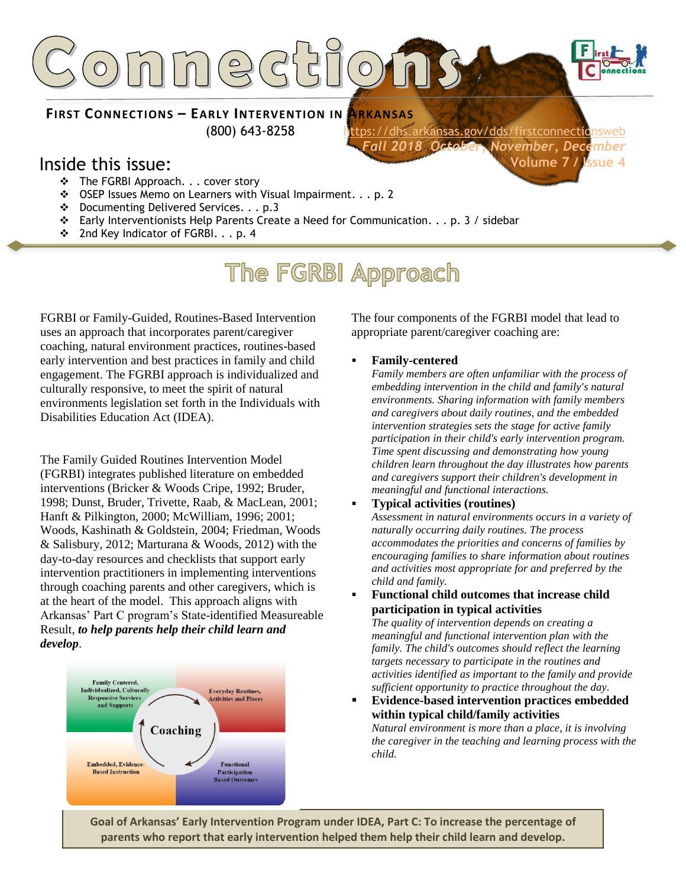# Connections

**FIRST CONNECTIONS – EARLY INTERVENTION IN ARKANSAS**

(800) 643-8258 https://dhs.arkansas.gov/dds/firstconnectionsweb

*Fall 2018 October, November, December*

**Volume 7 / Issue 4**

## Inside this issue:

- The FGRBI Approach. . . cover story
- OSEP Issues Memo on Learners with Visual Impairment. . . p. 2
- Documenting Delivered Services. . . p.3
- Early Interventionists Help Parents Create a Need for Communication. . . p. 3 / sidebar
- 2nd Key Indicator of FGRBI. . . p. 4

# The FGRBI Approach

FGRBI or Family-Guided, Routines-Based Intervention uses an approach that incorporates parent/caregiver coaching, natural environment practices, routines-based early intervention and best practices in family and child engagement. The FGRBI approach is individualized and culturally responsive, to meet the spirit of natural environments legislation set forth in the Individuals with Disabilities Education Act (IDEA).

The Family Guided Routines Intervention Model (FGRBI) integrates published literature on embedded interventions (Bricker & Woods Cripe, 1992; Bruder, 1998; Dunst, Bruder, Trivette, Raab, & MacLean, 2001; Hanft & Pilkington, 2000; McWilliam, 1996; 2001; Woods, Kashinath & Goldstein, 2004; Friedman, Woods & Salisbury, 2012; Marturana & Woods, 2012) with the day-to-day resources and checklists that support early intervention practitioners in implementing interventions through coaching parents and other caregivers, which is at the heart of the model. This approach aligns with Arkansas' Part C program's State-identified Measureable Result, ***to help parents help their child learn and develop***.

Family Centered, Individualized, Culturally Responsive Services and Supports

Everyday Routines, Activities and Places

Coaching

Embedded, Evidence-Based Instruction

Functional Participation Based Outcomes

The four components of the FGRBI model that lead to appropriate parent/caregiver coaching are:

- **Family-centered**
  *Family members are often unfamiliar with the process of embedding intervention in the child and family's natural environments. Sharing information with family members and caregivers about daily routines, and the embedded intervention strategies sets the stage for active family participation in their child's early intervention program. Time spent discussing and demonstrating how young children learn throughout the day illustrates how parents and caregivers support their children's development in meaningful and functional interactions.*
- **Typical activities (routines)**
  *Assessment in natural environments occurs in a variety of naturally occurring daily routines. The process accommodates the priorities and concerns of families by encouraging families to share information about routines and activities most appropriate for and preferred by the child and family.*
- **Functional child outcomes that increase child participation in typical activities**
  *The quality of intervention depends on creating a meaningful and functional intervention plan with the family. The child's outcomes should reflect the learning targets necessary to participate in the routines and activities identified as important to the family and provide sufficient opportunity to practice throughout the day.*
- **Evidence-based intervention practices embedded within typical child/family activities**
  *Natural environment is more than a place, it is involving the caregiver in the teaching and learning process with the child.*

**Goal of Arkansas' Early Intervention Program under IDEA, Part C: To increase the percentage of parents who report that early intervention helped them help their child learn and develop.**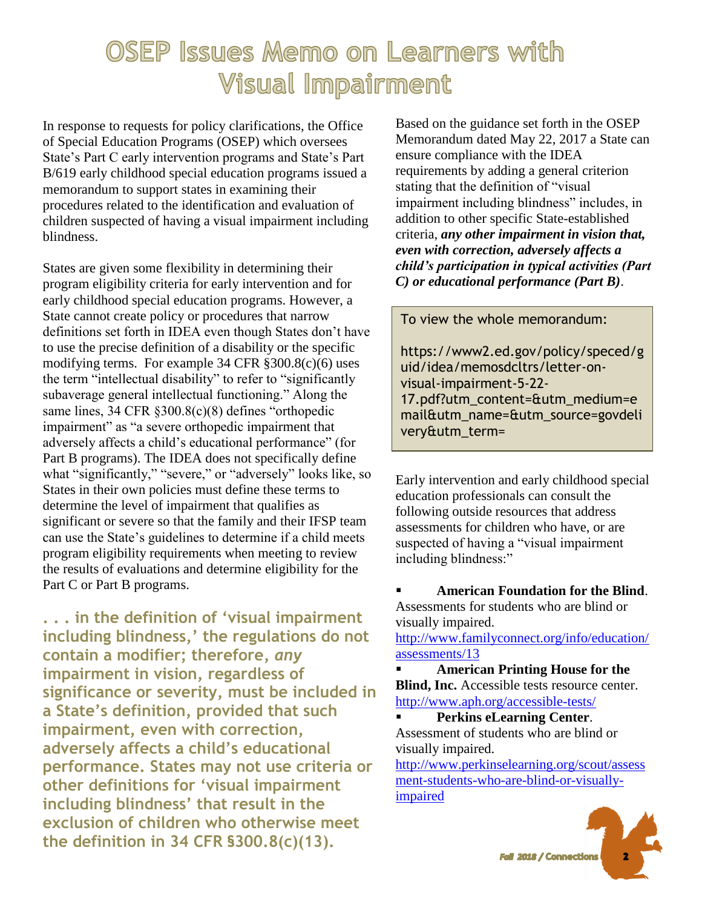# OSEP Issues Memo on Learners with Visual Impairment

In response to requests for policy clarifications, the Office of Special Education Programs (OSEP) which oversees State's Part C early intervention programs and State's Part B/619 early childhood special education programs issued a memorandum to support states in examining their procedures related to the identification and evaluation of children suspected of having a visual impairment including blindness.

States are given some flexibility in determining their program eligibility criteria for early intervention and for early childhood special education programs. However, a State cannot create policy or procedures that narrow definitions set forth in IDEA even though States don't have to use the precise definition of a disability or the specific modifying terms. For example 34 CFR §300.8(c)(6) uses the term "intellectual disability" to refer to "significantly subaverage general intellectual functioning." Along the same lines, 34 CFR §300.8(c)(8) defines "orthopedic impairment" as "a severe orthopedic impairment that adversely affects a child's educational performance" (for Part B programs). The IDEA does not specifically define what "significantly," "severe," or "adversely" looks like, so States in their own policies must define these terms to determine the level of impairment that qualifies as significant or severe so that the family and their IFSP team can use the State's guidelines to determine if a child meets program eligibility requirements when meeting to review the results of evaluations and determine eligibility for the Part C or Part B programs.

**. . . in the definition of 'visual impairment including blindness,' the regulations do not contain a modifier; therefore, *any* impairment in vision, regardless of significance or severity, must be included in a State's definition, provided that such impairment, even with correction, adversely affects a child's educational performance. States may not use criteria or other definitions for 'visual impairment including blindness' that result in the exclusion of children who otherwise meet the definition in 34 CFR §300.8(c)(13).**

Based on the guidance set forth in the OSEP Memorandum dated May 22, 2017 a State can ensure compliance with the IDEA requirements by adding a general criterion stating that the definition of "visual impairment including blindness" includes, in addition to other specific State-established criteria, ***any other impairment in vision that, even with correction, adversely affects a child's participation in typical activities (Part C) or educational performance (Part B)***.

To view the whole memorandum:

https://www2.ed.gov/policy/speced/guid/idea/memosdcltrs/letter-on-visual-impairment-5-22-17.pdf?utm_content=&utm_medium=email&utm_name=&utm_source=govdelivery&utm_term=

Early intervention and early childhood special education professionals can consult the following outside resources that address assessments for children who have, or are suspected of having a "visual impairment including blindness:"

- **American Foundation for the Blind**. Assessments for students who are blind or visually impaired. http://www.familyconnect.org/info/education/assessments/13
- **American Printing House for the Blind, Inc.** Accessible tests resource center. http://www.aph.org/accessible-tests/
- **Perkins eLearning Center**. Assessment of students who are blind or visually impaired. http://www.perkinselearning.org/scout/assessment-students-who-are-blind-or-visually-impaired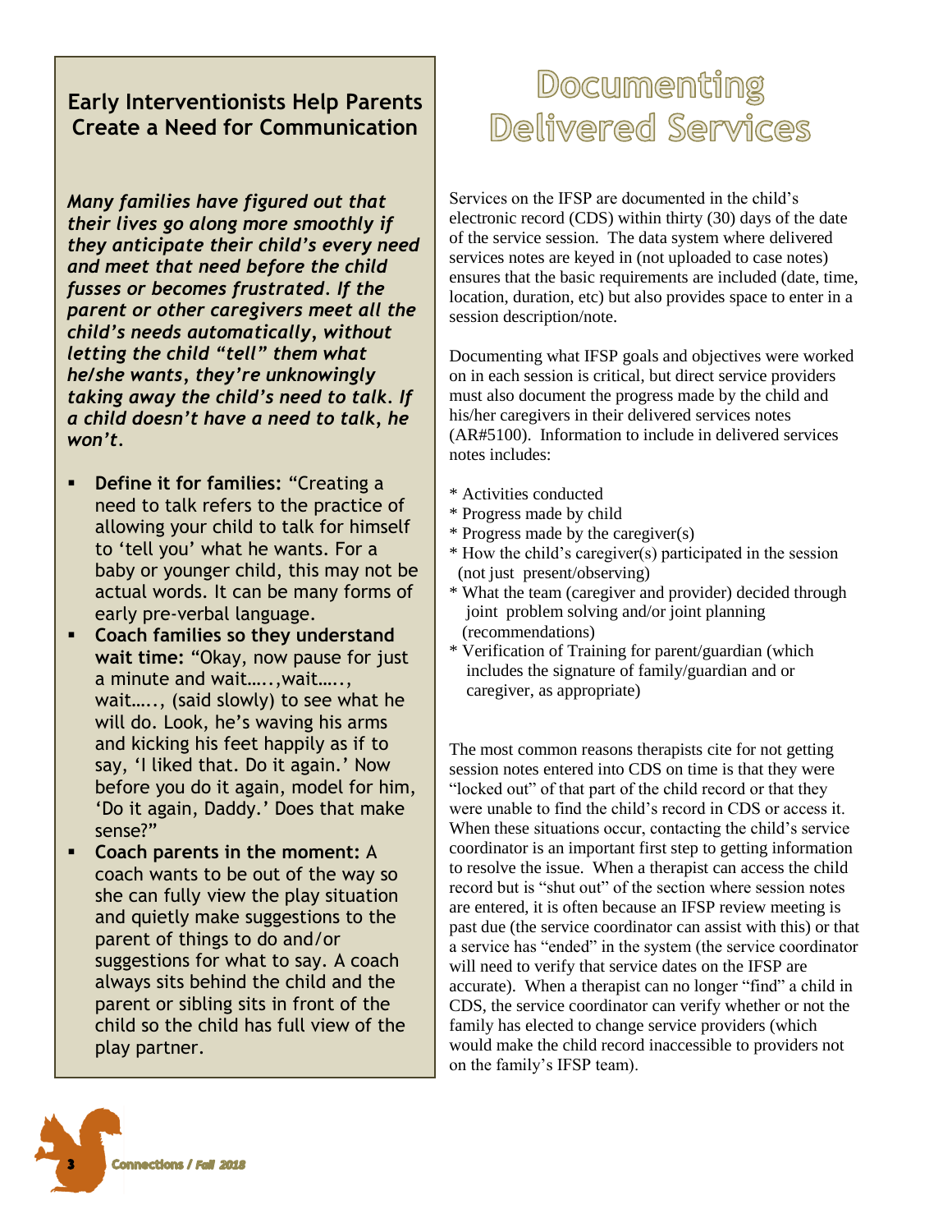## Early Interventionists Help Parents Create a Need for Communication

***Many families have figured out that their lives go along more smoothly if they anticipate their child's every need and meet that need before the child fusses or becomes frustrated. If the parent or other caregivers meet all the child's needs automatically, without letting the child "tell" them what he/she wants, they're unknowingly taking away the child's need to talk. If a child doesn't have a need to talk, he won't.***

- **Define it for families:** "Creating a need to talk refers to the practice of allowing your child to talk for himself to 'tell you' what he wants. For a baby or younger child, this may not be actual words. It can be many forms of early pre-verbal language.
- **Coach families so they understand wait time:** "Okay, now pause for just a minute and wait…..,wait…..,wait….., (said slowly) to see what he will do. Look, he's waving his arms and kicking his feet happily as if to say, 'I liked that. Do it again.' Now before you do it again, model for him, 'Do it again, Daddy.' Does that make sense?"
- **Coach parents in the moment:** A coach wants to be out of the way so she can fully view the play situation and quietly make suggestions to the parent of things to do and/or suggestions for what to say. A coach always sits behind the child and the parent or sibling sits in front of the child so the child has full view of the play partner.

# Documenting Delivered Services

Services on the IFSP are documented in the child's electronic record (CDS) within thirty (30) days of the date of the service session. The data system where delivered services notes are keyed in (not uploaded to case notes) ensures that the basic requirements are included (date, time, location, duration, etc) but also provides space to enter in a session description/note.

Documenting what IFSP goals and objectives were worked on in each session is critical, but direct service providers must also document the progress made by the child and his/her caregivers in their delivered services notes (AR#5100). Information to include in delivered services notes includes:

* Activities conducted
* Progress made by child
* Progress made by the caregiver(s)
* How the child's caregiver(s) participated in the session (not just present/observing)
* What the team (caregiver and provider) decided through joint problem solving and/or joint planning (recommendations)
* Verification of Training for parent/guardian (which includes the signature of family/guardian and or caregiver, as appropriate)

The most common reasons therapists cite for not getting session notes entered into CDS on time is that they were "locked out" of that part of the child record or that they were unable to find the child's record in CDS or access it. When these situations occur, contacting the child's service coordinator is an important first step to getting information to resolve the issue. When a therapist can access the child record but is "shut out" of the section where session notes are entered, it is often because an IFSP review meeting is past due (the service coordinator can assist with this) or that a service has "ended" in the system (the service coordinator will need to verify that service dates on the IFSP are accurate). When a therapist can no longer "find" a child in CDS, the service coordinator can verify whether or not the family has elected to change service providers (which would make the child record inaccessible to providers not on the family's IFSP team).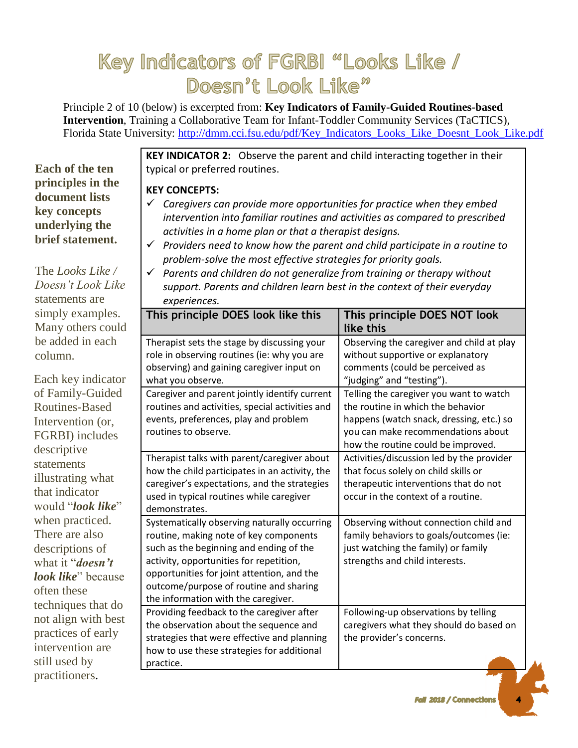# Key Indicators of FGRBI "Looks Like / Doesn't Look Like"

Principle 2 of 10 (below) is excerpted from: **Key Indicators of Family-Guided Routines-based Intervention**, Training a Collaborative Team for Infant-Toddler Community Services (TaCTICS), Florida State University: http://dmm.cci.fsu.edu/pdf/Key_Indicators_Looks_Like_Doesnt_Look_Like.pdf

**Each of the ten principles in the document lists key concepts underlying the brief statement.**

The *Looks Like / Doesn't Look Like* statements are simply examples. Many others could be added in each column.

Each key indicator of Family-Guided Routines-Based Intervention (or, FGRBI) includes descriptive statements illustrating what that indicator would "***look like***" when practiced. There are also descriptions of what it "***doesn't look like***" because often these techniques that do not align with best practices of early intervention are still used by practitioners.

**KEY INDICATOR 2:** Observe the parent and child interacting together in their typical or preferred routines.

**KEY CONCEPTS:**

- ✓ *Caregivers can provide more opportunities for practice when they embed intervention into familiar routines and activities as compared to prescribed activities in a home plan or that a therapist designs.*
- ✓ *Providers need to know how the parent and child participate in a routine to problem-solve the most effective strategies for priority goals.*
- ✓ *Parents and children do not generalize from training or therapy without support. Parents and children learn best in the context of their everyday experiences.*

| This principle DOES look like this | This principle DOES NOT look like this |
|---|---|
| Therapist sets the stage by discussing your role in observing routines (ie: why you are observing) and gaining caregiver input on what you observe. | Observing the caregiver and child at play without supportive or explanatory comments (could be perceived as "judging" and "testing"). |
| Caregiver and parent jointly identify current routines and activities, special activities and events, preferences, play and problem routines to observe. | Telling the caregiver you want to watch the routine in which the behavior happens (watch snack, dressing, etc.) so you can make recommendations about how the routine could be improved. |
| Therapist talks with parent/caregiver about how the child participates in an activity, the caregiver's expectations, and the strategies used in typical routines while caregiver demonstrates. | Activities/discussion led by the provider that focus solely on child skills or therapeutic interventions that do not occur in the context of a routine. |
| Systematically observing naturally occurring routine, making note of key components such as the beginning and ending of the activity, opportunities for repetition, opportunities for joint attention, and the outcome/purpose of routine and sharing the information with the caregiver. | Observing without connection child and family behaviors to goals/outcomes (ie: just watching the family) or family strengths and child interests. |
| Providing feedback to the caregiver after the observation about the sequence and strategies that were effective and planning how to use these strategies for additional practice. | Following-up observations by telling caregivers what they should do based on the provider's concerns. |